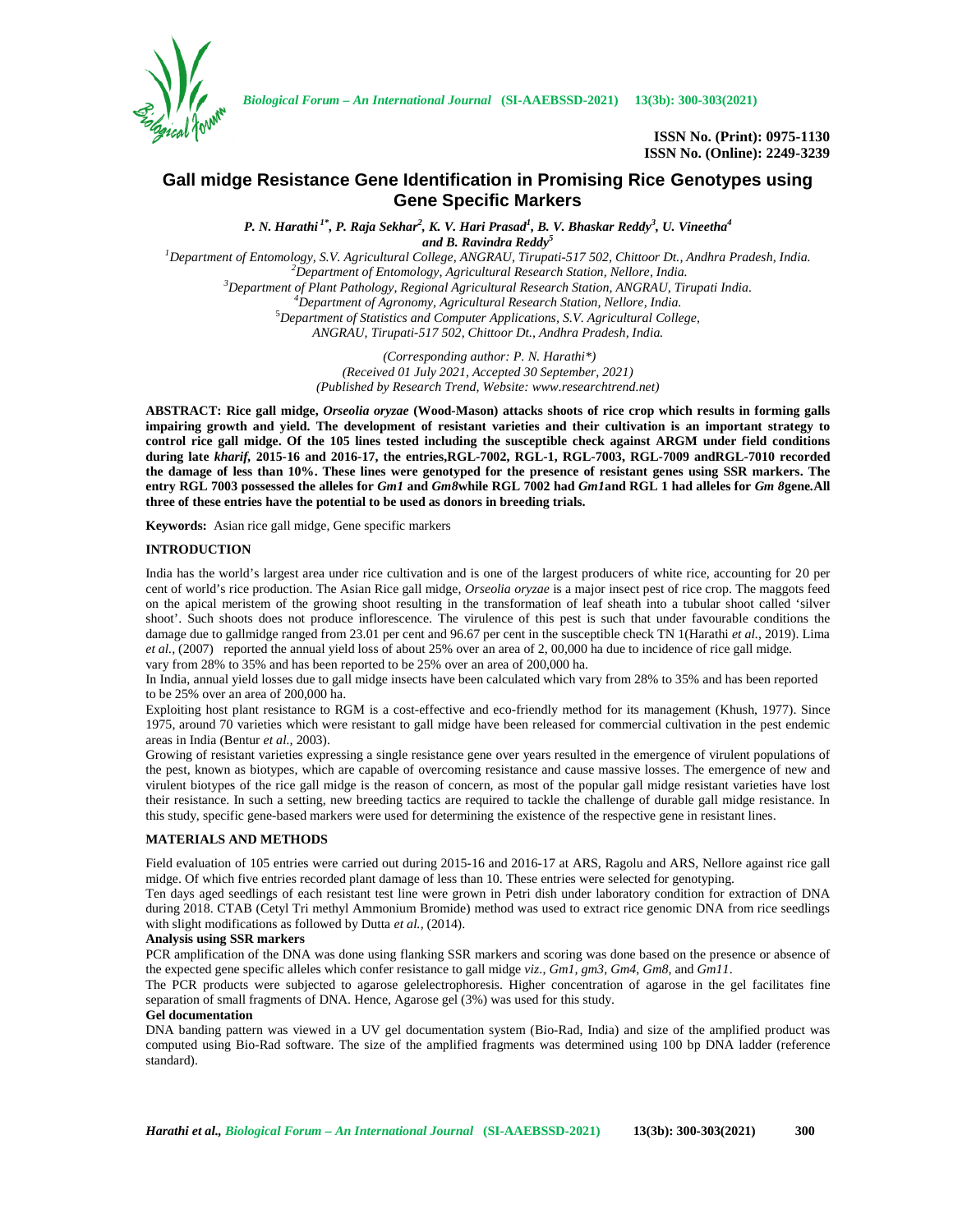# Gall midge Resistance Gene Identification in Promising Rice Genotypes using Gene Specific Markers

***P. N. Harathi [1*], P. Raja Sekhar[2], K. V. Hari Prasad[1], B. V. Bhaskar Reddy[3], U. Vineetha[4] and B. Ravindra Reddy[5]***

*[1]Department of Entomology, S.V. Agricultural College, ANGRAU, Tirupati-517 502, Chittoor Dt., Andhra Pradesh, India.*
*[2]Department of Entomology, Agricultural Research Station, Nellore, India.*
*[3]Department of Plant Pathology, Regional Agricultural Research Station, ANGRAU, Tirupati India.*
*[4]Department of Agronomy, Agricultural Research Station, Nellore, India.*
*[5]Department of Statistics and Computer Applications, S.V. Agricultural College, ANGRAU, Tirupati-517 502, Chittoor Dt., Andhra Pradesh, India.*

*(Corresponding author: P. N. Harathi\*)*
*(Received 01 July 2021, Accepted 30 September, 2021)*
*(Published by Research Trend, Website: www.researchtrend.net)*

**ABSTRACT: Rice gall midge, *Orseolia oryzae* (Wood-Mason) attacks shoots of rice crop which results in forming galls impairing growth and yield. The development of resistant varieties and their cultivation is an important strategy to control rice gall midge. Of the 105 lines tested including the susceptible check against ARGM under field conditions during late *kharif*, 2015-16 and 2016-17, the entries,RGL-7002, RGL-1, RGL-7003, RGL-7009 andRGL-7010 recorded the damage of less than 10%. These lines were genotyped for the presence of resistant genes using SSR markers. The entry RGL 7003 possessed the alleles for *Gm1* and *Gm8*while RGL 7002 had *Gm1*and RGL 1 had alleles for *Gm 8*gene.All three of these entries have the potential to be used as donors in breeding trials.**

**Keywords:** Asian rice gall midge, Gene specific markers

## INTRODUCTION

India has the world's largest area under rice cultivation and is one of the largest producers of white rice, accounting for 20 per cent of world's rice production. The Asian Rice gall midge, *Orseolia oryzae* is a major insect pest of rice crop. The maggots feed on the apical meristem of the growing shoot resulting in the transformation of leaf sheath into a tubular shoot called 'silver shoot'. Such shoots does not produce inflorescence. The virulence of this pest is such that under favourable conditions the damage due to gallmidge ranged from 23.01 per cent and 96.67 per cent in the susceptible check TN 1(Harathi *et al.,* 2019). Lima *et al.,* (2007) reported the annual yield loss of about 25% over an area of 2, 00,000 ha due to incidence of rice gall midge. vary from 28% to 35% and has been reported to be 25% over an area of 200,000 ha.

In India, annual yield losses due to gall midge insects have been calculated which vary from 28% to 35% and has been reported to be 25% over an area of 200,000 ha.

Exploiting host plant resistance to RGM is a cost-effective and eco-friendly method for its management (Khush, 1977). Since 1975, around 70 varieties which were resistant to gall midge have been released for commercial cultivation in the pest endemic areas in India (Bentur *et al.,* 2003).

Growing of resistant varieties expressing a single resistance gene over years resulted in the emergence of virulent populations of the pest, known as biotypes, which are capable of overcoming resistance and cause massive losses. The emergence of new and virulent biotypes of the rice gall midge is the reason of concern, as most of the popular gall midge resistant varieties have lost their resistance. In such a setting, new breeding tactics are required to tackle the challenge of durable gall midge resistance. In this study, specific gene-based markers were used for determining the existence of the respective gene in resistant lines.

## MATERIALS AND METHODS

Field evaluation of 105 entries were carried out during 2015-16 and 2016-17 at ARS, Ragolu and ARS, Nellore against rice gall midge. Of which five entries recorded plant damage of less than 10. These entries were selected for genotyping.

Ten days aged seedlings of each resistant test line were grown in Petri dish under laboratory condition for extraction of DNA during 2018. CTAB (Cetyl Tri methyl Ammonium Bromide) method was used to extract rice genomic DNA from rice seedlings with slight modifications as followed by Dutta *et al.,* (2014).

### Analysis using SSR markers

PCR amplification of the DNA was done using flanking SSR markers and scoring was done based on the presence or absence of the expected gene specific alleles which confer resistance to gall midge *viz., Gm1, gm3, Gm4, Gm8,* and *Gm11*.

The PCR products were subjected to agarose gelelectrophoresis. Higher concentration of agarose in the gel facilitates fine separation of small fragments of DNA. Hence, Agarose gel (3%) was used for this study.

### Gel documentation

DNA banding pattern was viewed in a UV gel documentation system (Bio-Rad, India) and size of the amplified product was computed using Bio-Rad software. The size of the amplified fragments was determined using 100 bp DNA ladder (reference standard).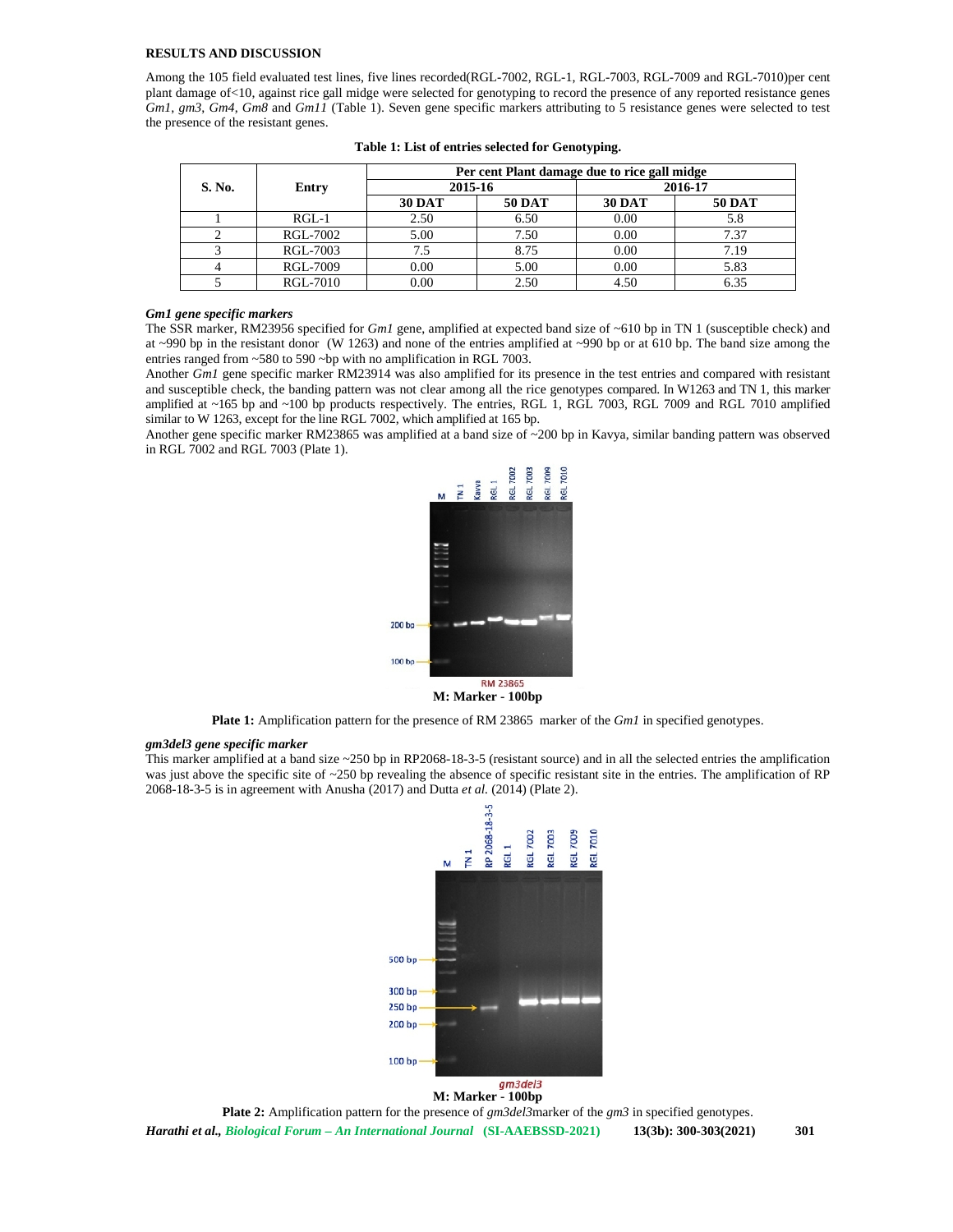## RESULTS AND DISCUSSION

Among the 105 field evaluated test lines, five lines recorded(RGL-7002, RGL-1, RGL-7003, RGL-7009 and RGL-7010)per cent plant damage of<10, against rice gall midge were selected for genotyping to record the presence of any reported resistance genes *Gm1*, *gm3*, *Gm4*, *Gm8* and *Gm11* (Table 1). Seven gene specific markers attributing to 5 resistance genes were selected to test the presence of the resistant genes.

**Table 1: List of entries selected for Genotyping.**

| S. No. | Entry | Per cent Plant damage due to rice gall midge | | | |
|---|---|---|---|---|---|
| | | 2015-16 | | 2016-17 | |
| | | 30 DAT | 50 DAT | 30 DAT | 50 DAT |
| 1 | RGL-1 | 2.50 | 6.50 | 0.00 | 5.8 |
| 2 | RGL-7002 | 5.00 | 7.50 | 0.00 | 7.37 |
| 3 | RGL-7003 | 7.5 | 8.75 | 0.00 | 7.19 |
| 4 | RGL-7009 | 0.00 | 5.00 | 0.00 | 5.83 |
| 5 | RGL-7010 | 0.00 | 2.50 | 4.50 | 6.35 |

### *Gm1* gene specific markers

The SSR marker, RM23956 specified for *Gm1* gene, amplified at expected band size of ~610 bp in TN 1 (susceptible check) and at ~990 bp in the resistant donor (W 1263) and none of the entries amplified at ~990 bp or at 610 bp. The band size among the entries ranged from ~580 to 590 ~bp with no amplification in RGL 7003.

Another *Gm1* gene specific marker RM23914 was also amplified for its presence in the test entries and compared with resistant and susceptible check, the banding pattern was not clear among all the rice genotypes compared. In W1263 and TN 1, this marker amplified at ~165 bp and ~100 bp products respectively. The entries, RGL 1, RGL 7003, RGL 7009 and RGL 7010 amplified similar to W 1263, except for the line RGL 7002, which amplified at 165 bp.

Another gene specific marker RM23865 was amplified at a band size of ~200 bp in Kavya, similar banding pattern was observed in RGL 7002 and RGL 7003 (Plate 1).

M: Marker - 100bp

**Plate 1:** Amplification pattern for the presence of RM 23865 marker of the *Gm1* in specified genotypes.

### *gm3del3* gene specific marker

This marker amplified at a band size ~250 bp in RP2068-18-3-5 (resistant source) and in all the selected entries the amplification was just above the specific site of ~250 bp revealing the absence of specific resistant site in the entries. The amplification of RP 2068-18-3-5 is in agreement with Anusha (2017) and Dutta *et al.* (2014) (Plate 2).

M: Marker - 100bp

**Plate 2:** Amplification pattern for the presence of *gm3del3*marker of the *gm3* in specified genotypes.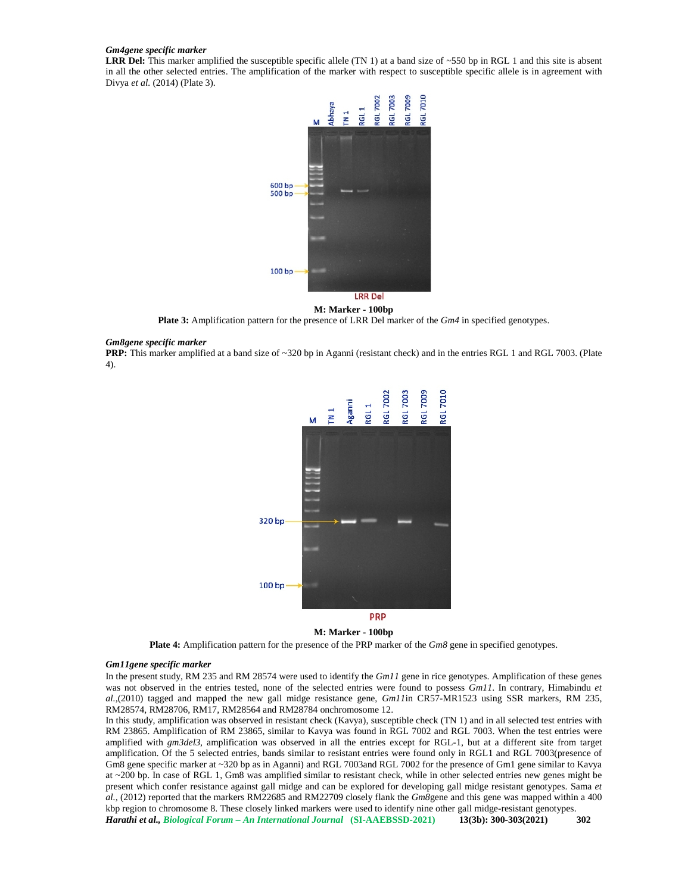***Gm4gene specific marker***

**LRR Del:** This marker amplified the susceptible specific allele (TN 1) at a band size of ~550 bp in RGL 1 and this site is absent in all the other selected entries. The amplification of the marker with respect to susceptible specific allele is in agreement with Divya *et al.* (2014) (Plate 3).

**M: Marker - 100bp**

**Plate 3:** Amplification pattern for the presence of LRR Del marker of the *Gm4* in specified genotypes.

***Gm8gene specific marker***

**PRP:** This marker amplified at a band size of ~320 bp in Aganni (resistant check) and in the entries RGL 1 and RGL 7003. (Plate 4).

**M: Marker - 100bp**

**Plate 4:** Amplification pattern for the presence of the PRP marker of the *Gm8* gene in specified genotypes.

***Gm11gene specific marker***

In the present study, RM 235 and RM 28574 were used to identify the *Gm11* gene in rice genotypes. Amplification of these genes was not observed in the entries tested, none of the selected entries were found to possess *Gm11*. In contrary, Himabindu *et al.*,(2010) tagged and mapped the new gall midge resistance gene, *Gm11*in CR57-MR1523 using SSR markers, RM 235, RM28574, RM28706, RM17, RM28564 and RM28784 onchromosome 12.

In this study, amplification was observed in resistant check (Kavya), susceptible check (TN 1) and in all selected test entries with RM 23865. Amplification of RM 23865, similar to Kavya was found in RGL 7002 and RGL 7003. When the test entries were amplified with *gm3del3*, amplification was observed in all the entries except for RGL-1, but at a different site from target amplification. Of the 5 selected entries, bands similar to resistant entries were found only in RGL1 and RGL 7003(presence of Gm8 gene specific marker at ~320 bp as in Aganni) and RGL 7003and RGL 7002 for the presence of Gm1 gene similar to Kavya at ~200 bp. In case of RGL 1, Gm8 was amplified similar to resistant check, while in other selected entries new genes might be present which confer resistance against gall midge and can be explored for developing gall midge resistant genotypes. Sama *et al.,* (2012) reported that the markers RM22685 and RM22709 closely flank the *Gm8*gene and this gene was mapped within a 400 kbp region to chromosome 8. These closely linked markers were used to identify nine other gall midge-resistant genotypes.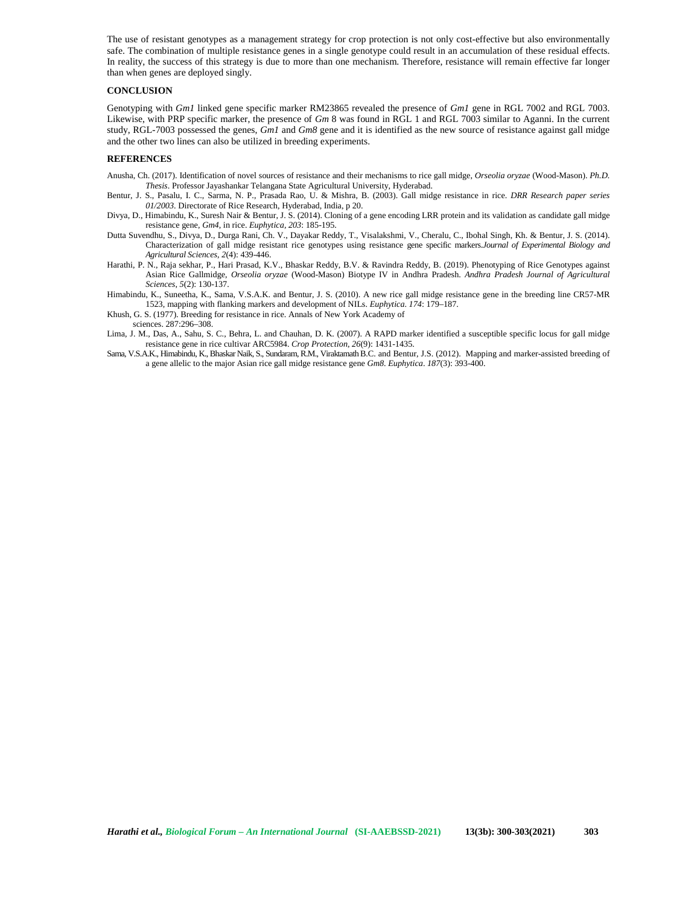The use of resistant genotypes as a management strategy for crop protection is not only cost-effective but also environmentally safe. The combination of multiple resistance genes in a single genotype could result in an accumulation of these residual effects. In reality, the success of this strategy is due to more than one mechanism. Therefore, resistance will remain effective far longer than when genes are deployed singly.

## CONCLUSION

Genotyping with *Gm1* linked gene specific marker RM23865 revealed the presence of *Gm1* gene in RGL 7002 and RGL 7003. Likewise, with PRP specific marker, the presence of *Gm* 8 was found in RGL 1 and RGL 7003 similar to Aganni. In the current study, RGL-7003 possessed the genes, *Gm1* and *Gm8* gene and it is identified as the new source of resistance against gall midge and the other two lines can also be utilized in breeding experiments.

## REFERENCES

Anusha, Ch. (2017). Identification of novel sources of resistance and their mechanisms to rice gall midge, *Orseolia oryzae* (Wood-Mason). *Ph.D. Thesis*. Professor Jayashankar Telangana State Agricultural University, Hyderabad.

Bentur, J. S., Pasalu, I. C., Sarma, N. P., Prasada Rao, U. & Mishra, B. (2003). Gall midge resistance in rice. *DRR Research paper series 01/2003*. Directorate of Rice Research, Hyderabad, India, p 20.

Divya, D., Himabindu, K., Suresh Nair & Bentur, J. S. (2014). Cloning of a gene encoding LRR protein and its validation as candidate gall midge resistance gene, *Gm4*, in rice. *Euphytica*, *203*: 185-195.

Dutta Suvendhu, S., Divya, D., Durga Rani, Ch. V., Dayakar Reddy, T., Visalakshmi, V., Cheralu, C., Ibohal Singh, Kh. & Bentur, J. S. (2014). Characterization of gall midge resistant rice genotypes using resistance gene specific markers.*Journal of Experimental Biology and Agricultural Sciences*, *2*(4): 439-446.

Harathi, P. N., Raja sekhar, P., Hari Prasad, K.V., Bhaskar Reddy, B.V. & Ravindra Reddy, B. (2019). Phenotyping of Rice Genotypes against Asian Rice Gallmidge, *Orseolia oryzae* (Wood-Mason) Biotype IV in Andhra Pradesh. *Andhra Pradesh Journal of Agricultural Sciences*, *5*(2): 130-137.

Himabindu, K., Suneetha, K., Sama, V.S.A.K. and Bentur, J. S. (2010). A new rice gall midge resistance gene in the breeding line CR57-MR 1523, mapping with flanking markers and development of NILs. *Euphytica*. *174*: 179–187.

Khush, G. S. (1977). Breeding for resistance in rice. Annals of New York Academy of sciences. 287:296–308.

Lima, J. M., Das, A., Sahu, S. C., Behra, L. and Chauhan, D. K. (2007). A RAPD marker identified a susceptible specific locus for gall midge resistance gene in rice cultivar ARC5984. *Crop Protection*, *26*(9): 1431-1435.

Sama, V.S.A.K., Himabindu, K., Bhaskar Naik, S., Sundaram, R.M., Viraktamath B.C. and Bentur, J.S. (2012). Mapping and marker-assisted breeding of a gene allelic to the major Asian rice gall midge resistance gene *Gm8*. *Euphytica*. *187*(3): 393-400.